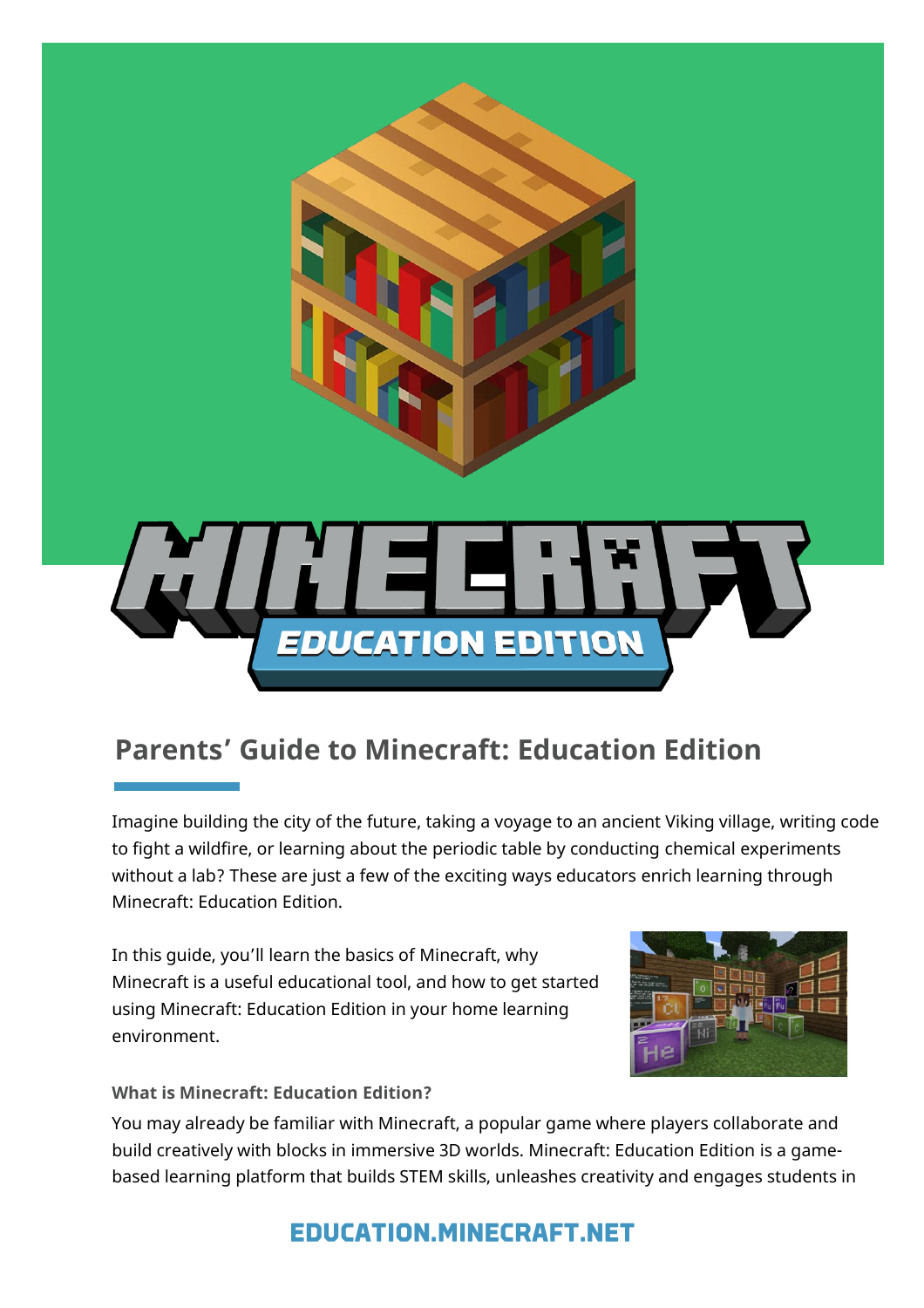# Parents' Guide to Minecraft: Education Edition

Imagine building the city of the future, taking a voyage to an ancient Viking village, writing code to fight a wildfire, or learning about the periodic table by conducting chemical experiments without a lab? These are just a few of the exciting ways educators enrich learning through Minecraft: Education Edition.

In this guide, you'll learn the basics of Minecraft, why Minecraft is a useful educational tool, and how to get started using Minecraft: Education Edition in your home learning environment.

### What is Minecraft: Education Edition?

You may already be familiar with Minecraft, a popular game where players collaborate and build creatively with blocks in immersive 3D worlds. Minecraft: Education Edition is a game-based learning platform that builds STEM skills, unleashes creativity and engages students in

EDUCATION.MINECRAFT.NET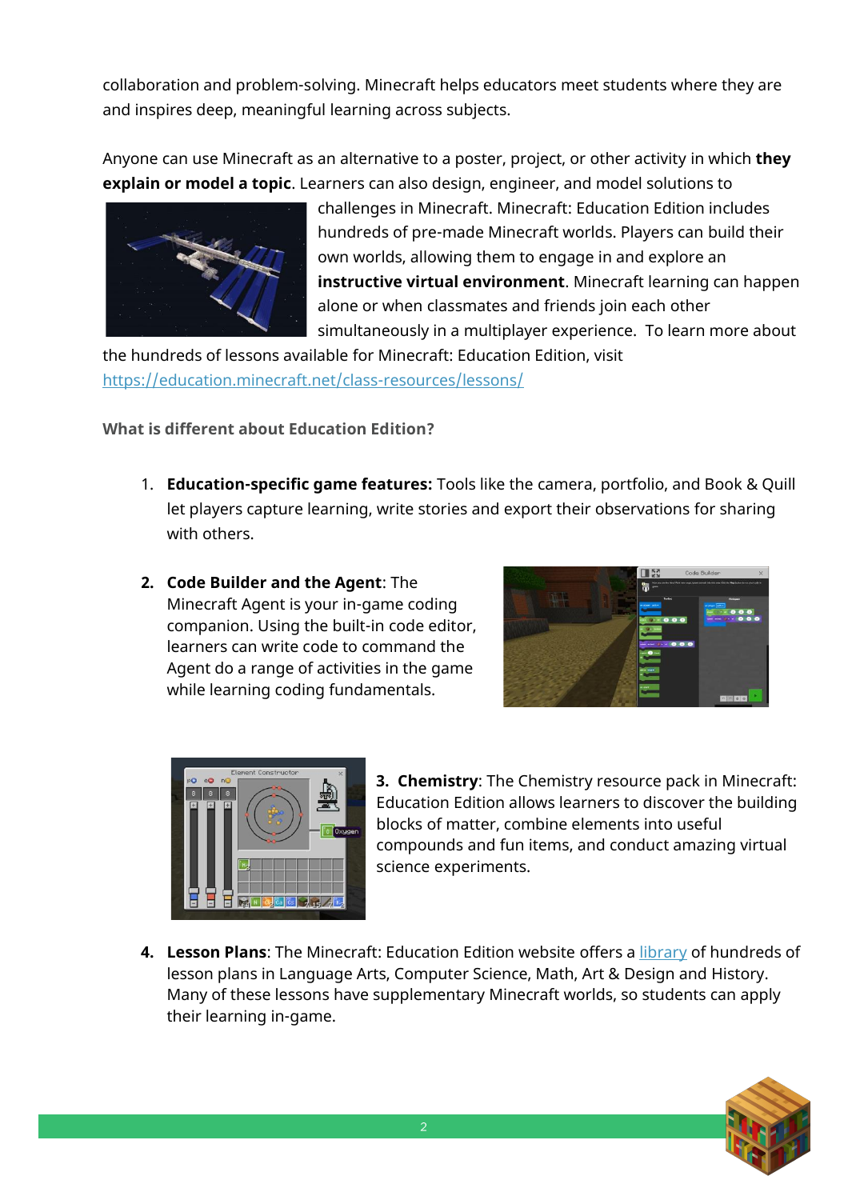collaboration and problem-solving. Minecraft helps educators meet students where they are and inspires deep, meaningful learning across subjects.

Anyone can use Minecraft as an alternative to a poster, project, or other activity in which **they explain or model a topic**. Learners can also design, engineer, and model solutions to challenges in Minecraft. Minecraft: Education Edition includes hundreds of pre-made Minecraft worlds. Players can build their own worlds, allowing them to engage in and explore an **instructive virtual environment**. Minecraft learning can happen alone or when classmates and friends join each other simultaneously in a multiplayer experience. To learn more about the hundreds of lessons available for Minecraft: Education Edition, visit https://education.minecraft.net/class-resources/lessons/

**What is different about Education Edition?**

1. **Education-specific game features:** Tools like the camera, portfolio, and Book & Quill let players capture learning, write stories and export their observations for sharing with others.

2. **Code Builder and the Agent**: The Minecraft Agent is your in-game coding companion. Using the built-in code editor, learners can write code to command the Agent do a range of activities in the game while learning coding fundamentals.

3. **Chemistry**: The Chemistry resource pack in Minecraft: Education Edition allows learners to discover the building blocks of matter, combine elements into useful compounds and fun items, and conduct amazing virtual science experiments.

4. **Lesson Plans**: The Minecraft: Education Edition website offers a library of hundreds of lesson plans in Language Arts, Computer Science, Math, Art & Design and History. Many of these lessons have supplementary Minecraft worlds, so students can apply their learning in-game.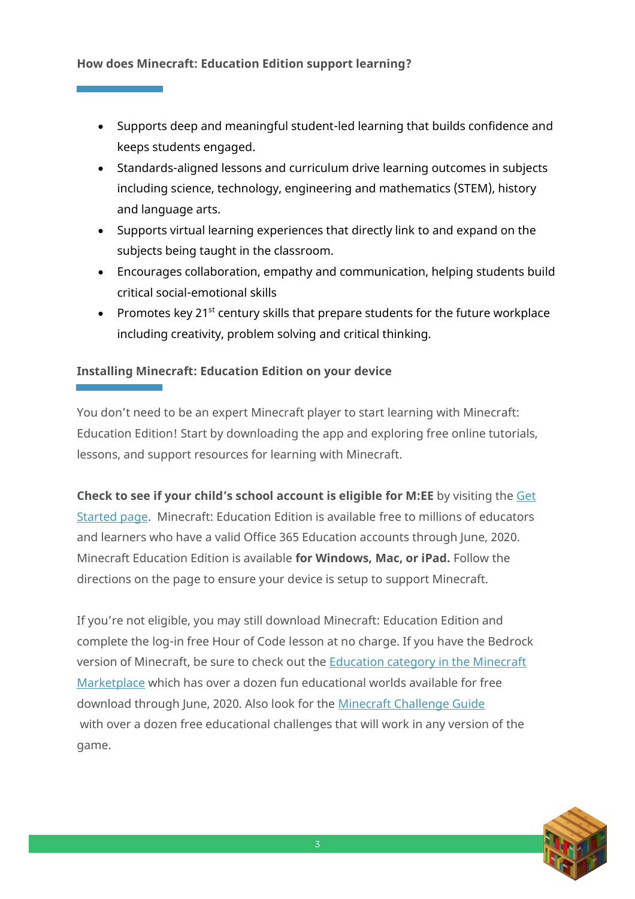### How does Minecraft: Education Edition support learning?

- Supports deep and meaningful student-led learning that builds confidence and keeps students engaged.
- Standards-aligned lessons and curriculum drive learning outcomes in subjects including science, technology, engineering and mathematics (STEM), history and language arts.
- Supports virtual learning experiences that directly link to and expand on the subjects being taught in the classroom.
- Encourages collaboration, empathy and communication, helping students build critical social-emotional skills
- Promotes key 21st century skills that prepare students for the future workplace including creativity, problem solving and critical thinking.

### Installing Minecraft: Education Edition on your device

You don't need to be an expert Minecraft player to start learning with Minecraft: Education Edition! Start by downloading the app and exploring free online tutorials, lessons, and support resources for learning with Minecraft.

**Check to see if your child's school account is eligible for M:EE** by visiting the Get Started page. Minecraft: Education Edition is available free to millions of educators and learners who have a valid Office 365 Education accounts through June, 2020. Minecraft Education Edition is available **for Windows, Mac, or iPad.** Follow the directions on the page to ensure your device is setup to support Minecraft.

If you're not eligible, you may still download Minecraft: Education Edition and complete the log-in free Hour of Code lesson at no charge. If you have the Bedrock version of Minecraft, be sure to check out the Education category in the Minecraft Marketplace which has over a dozen fun educational worlds available for free download through June, 2020. Also look for the Minecraft Challenge Guide with over a dozen free educational challenges that will work in any version of the game.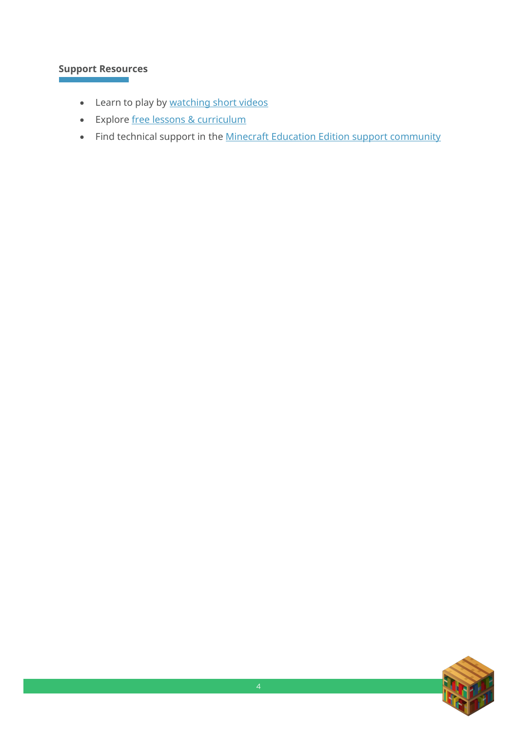### Support Resources

- Learn to play by watching short videos
- Explore free lessons & curriculum
- Find technical support in the Minecraft Education Edition support community